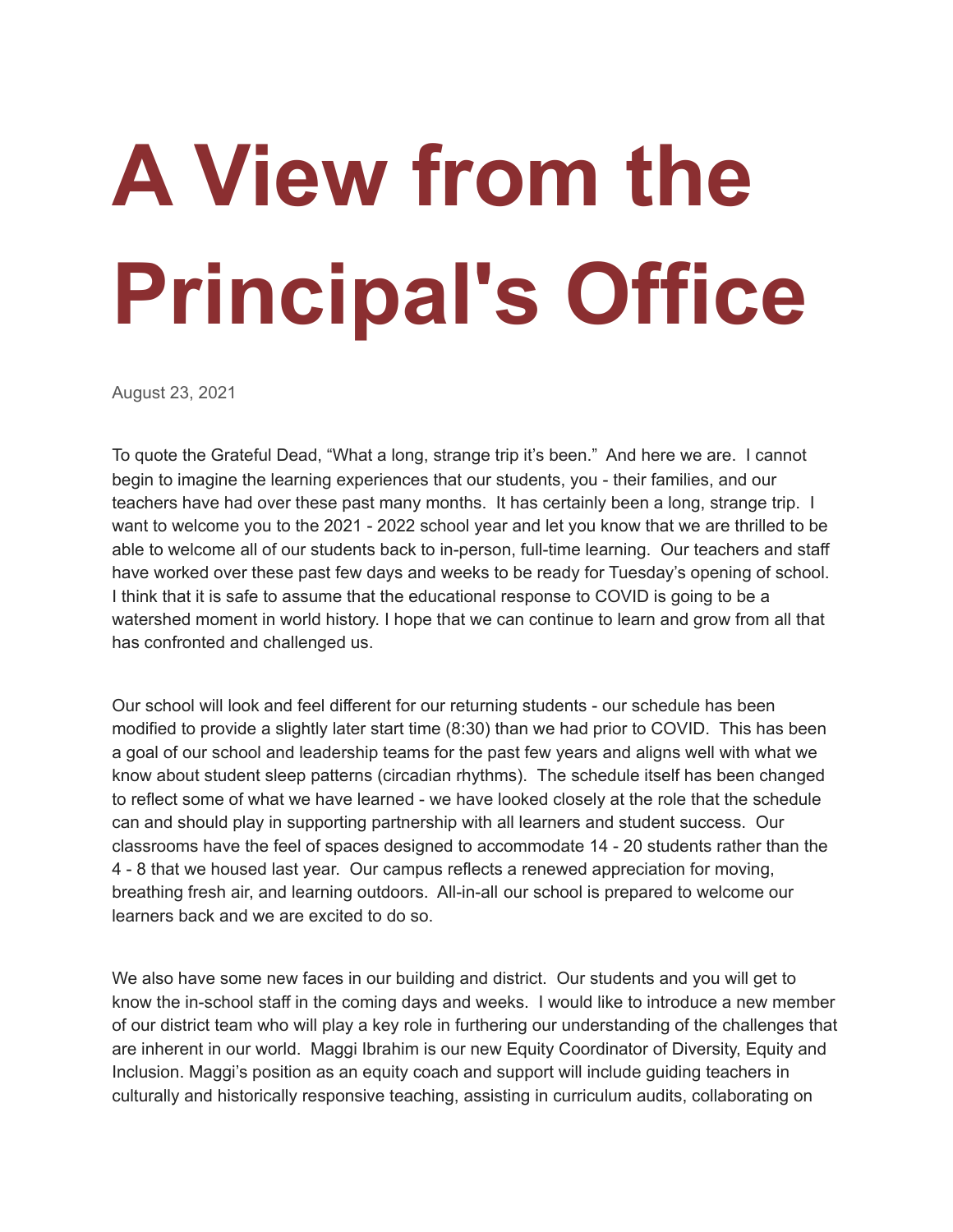# A View from the Principal's Office

August 23, 2021

To quote the Grateful Dead, “What a long, strange trip it’s been.” And here we are. I cannot begin to imagine the learning experiences that our students, you - their families, and our teachers have had over these past many months. It has certainly been a long, strange trip. I want to welcome you to the 2021 - 2022 school year and let you know that we are thrilled to be able to welcome all of our students back to in-person, full-time learning. Our teachers and staff have worked over these past few days and weeks to be ready for Tuesday’s opening of school. I think that it is safe to assume that the educational response to COVID is going to be a watershed moment in world history. I hope that we can continue to learn and grow from all that has confronted and challenged us.

Our school will look and feel different for our returning students - our schedule has been modified to provide a slightly later start time (8:30) than we had prior to COVID. This has been a goal of our school and leadership teams for the past few years and aligns well with what we know about student sleep patterns (circadian rhythms). The schedule itself has been changed to reflect some of what we have learned - we have looked closely at the role that the schedule can and should play in supporting partnership with all learners and student success. Our classrooms have the feel of spaces designed to accommodate 14 - 20 students rather than the 4 - 8 that we housed last year. Our campus reflects a renewed appreciation for moving, breathing fresh air, and learning outdoors. All-in-all our school is prepared to welcome our learners back and we are excited to do so.

We also have some new faces in our building and district. Our students and you will get to know the in-school staff in the coming days and weeks. I would like to introduce a new member of our district team who will play a key role in furthering our understanding of the challenges that are inherent in our world. Maggi Ibrahim is our new Equity Coordinator of Diversity, Equity and Inclusion. Maggi’s position as an equity coach and support will include guiding teachers in culturally and historically responsive teaching, assisting in curriculum audits, collaborating on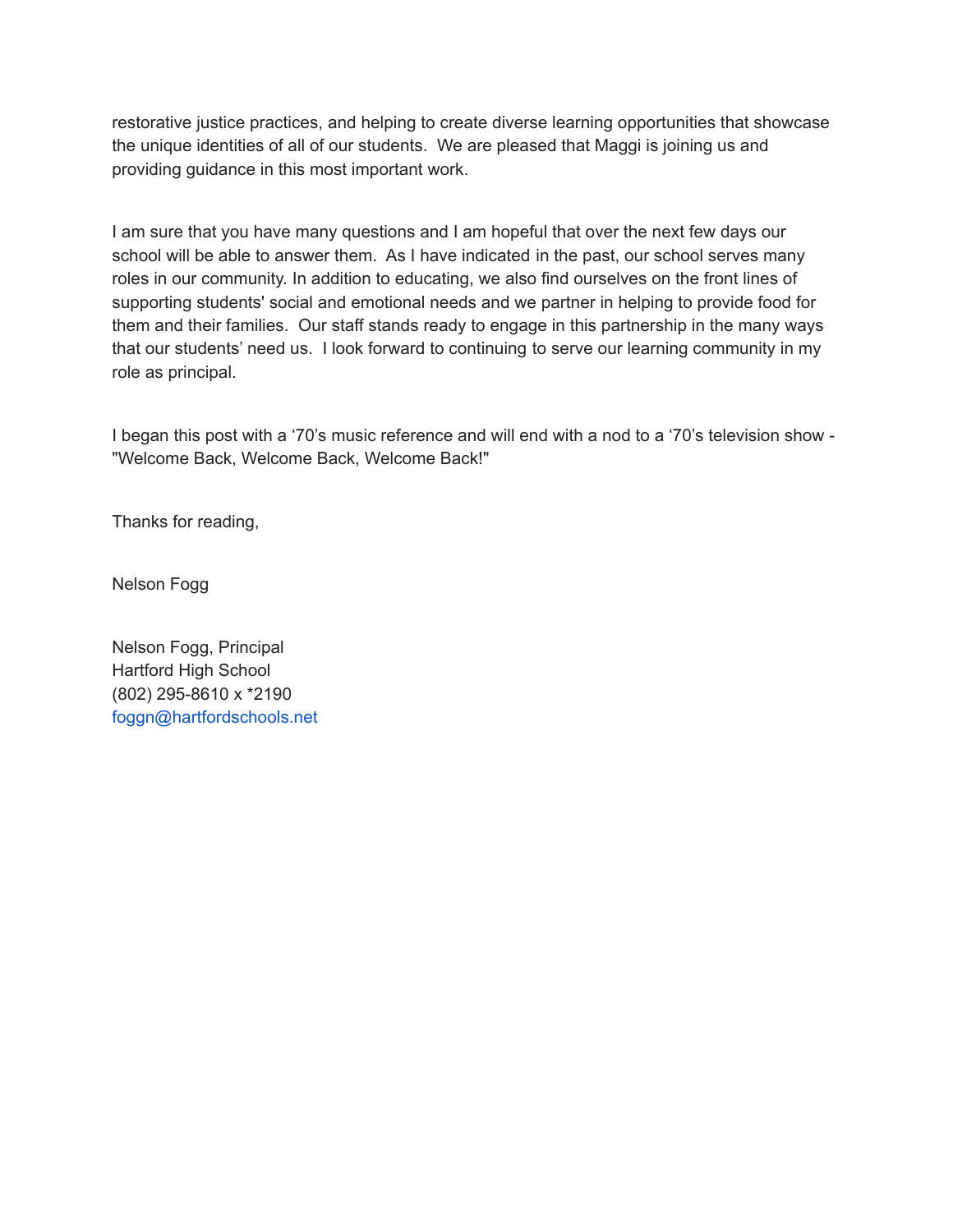restorative justice practices, and helping to create diverse learning opportunities that showcase the unique identities of all of our students. We are pleased that Maggi is joining us and providing guidance in this most important work.

I am sure that you have many questions and I am hopeful that over the next few days our school will be able to answer them. As I have indicated in the past, our school serves many roles in our community. In addition to educating, we also find ourselves on the front lines of supporting students' social and emotional needs and we partner in helping to provide food for them and their families. Our staff stands ready to engage in this partnership in the many ways that our students' need us. I look forward to continuing to serve our learning community in my role as principal.

I began this post with a '70's music reference and will end with a nod to a '70's television show - "Welcome Back, Welcome Back, Welcome Back!"

Thanks for reading,

Nelson Fogg

Nelson Fogg, Principal
Hartford High School
(802) 295-8610 x *2190
foggn@hartfordschools.net